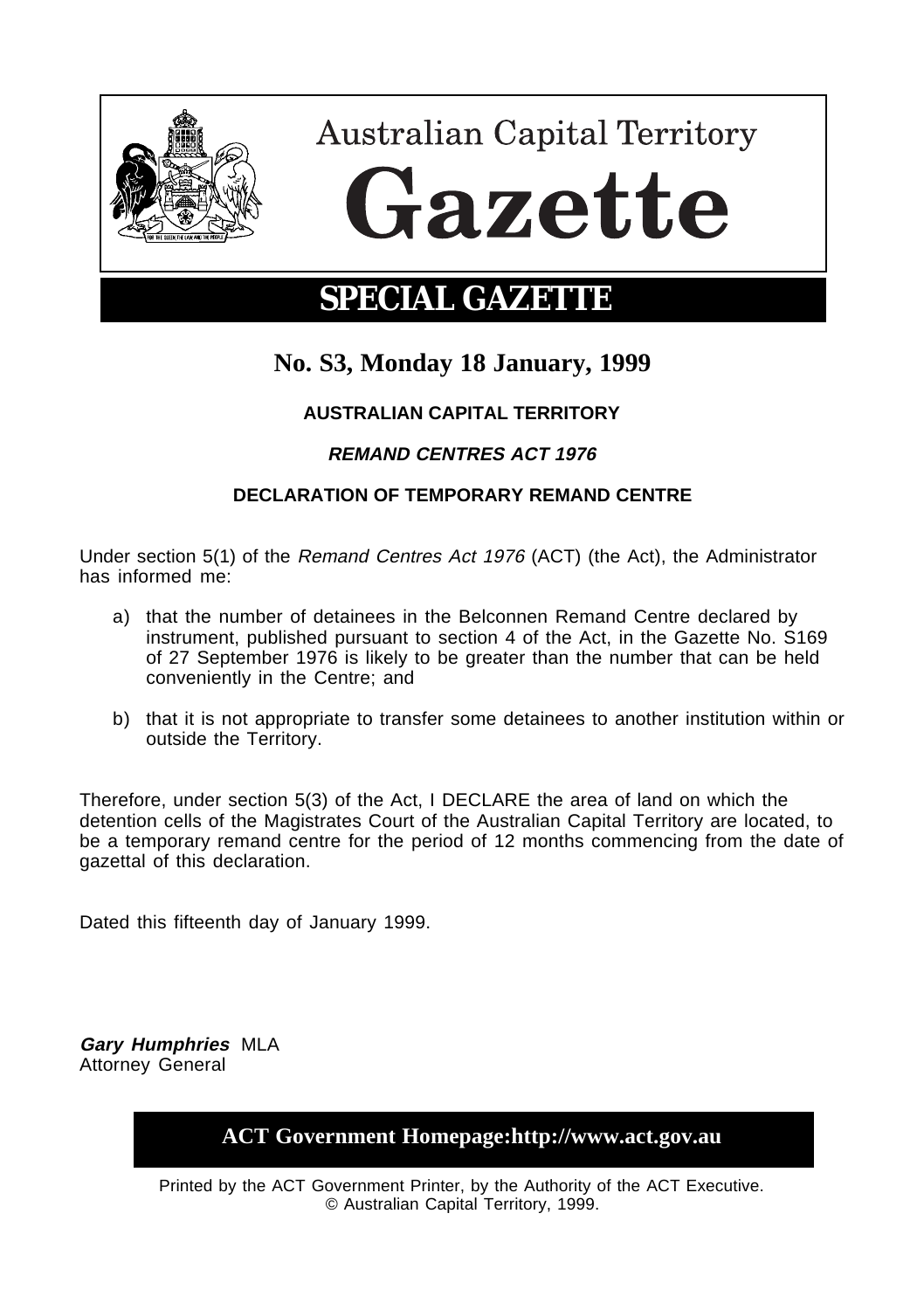# Australian Capital Territory Gazette

## SPECIAL GAZETTE

**No. S3, Monday 18 January, 1999**

**AUSTRALIAN CAPITAL TERRITORY**

***REMAND CENTRES ACT 1976***

**DECLARATION OF TEMPORARY REMAND CENTRE**

Under section 5(1) of the *Remand Centres Act 1976* (ACT) (the Act), the Administrator has informed me:

a) that the number of detainees in the Belconnen Remand Centre declared by instrument, published pursuant to section 4 of the Act, in the Gazette No. S169 of 27 September 1976 is likely to be greater than the number that can be held conveniently in the Centre; and

b) that it is not appropriate to transfer some detainees to another institution within or outside the Territory.

Therefore, under section 5(3) of the Act, I DECLARE the area of land on which the detention cells of the Magistrates Court of the Australian Capital Territory are located, to be a temporary remand centre for the period of 12 months commencing from the date of gazettal of this declaration.

Dated this fifteenth day of January 1999.

***Gary Humphries*** MLA
Attorney General

**ACT Government Homepage:http://www.act.gov.au**

Printed by the ACT Government Printer, by the Authority of the ACT Executive.
© Australian Capital Territory, 1999.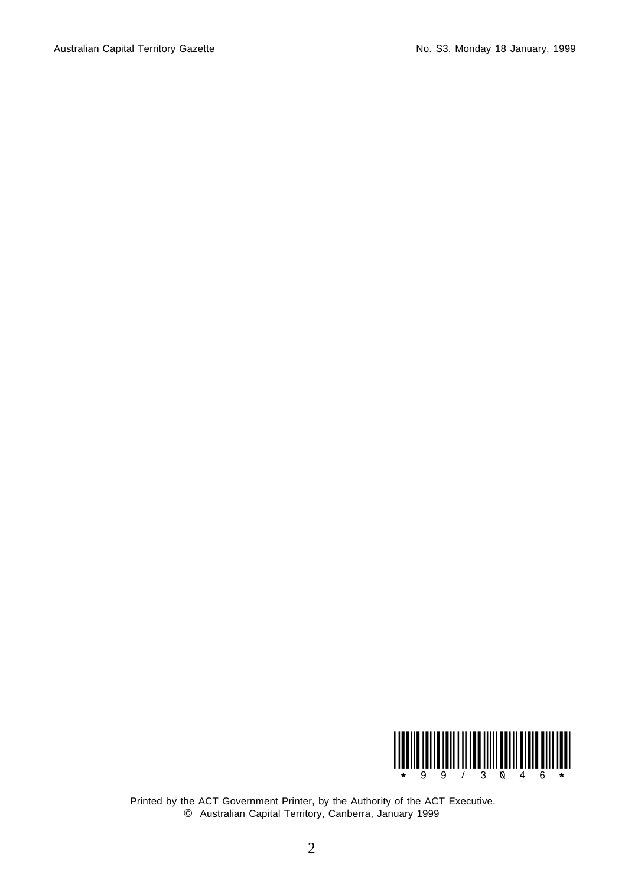*99/3046*

Printed by the ACT Government Printer, by the Authority of the ACT Executive.
© Australian Capital Territory, Canberra, January 1999